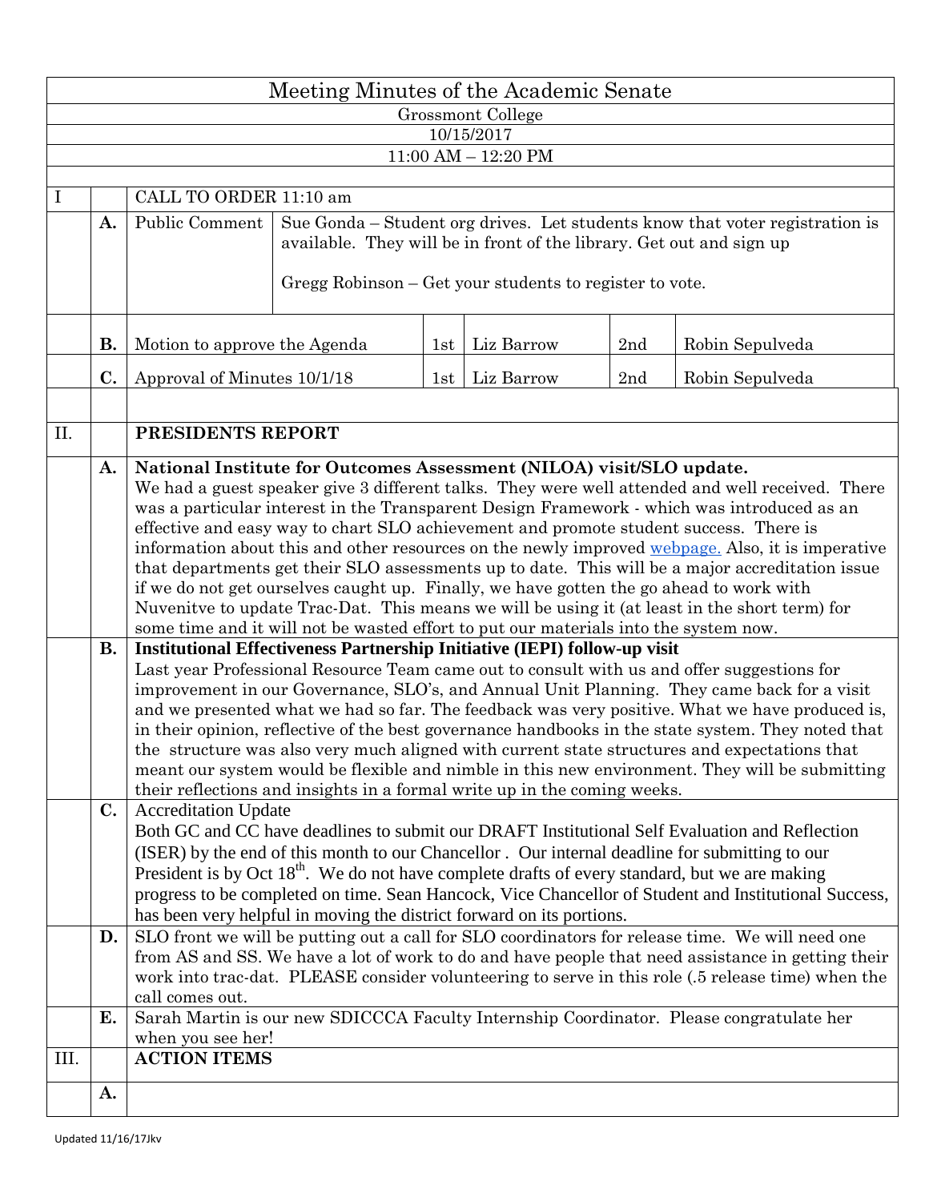# Meeting Minutes of the Academic Senate

Grossmont College

10/15/2017

11:00 AM – 12:20 PM

| | | | | | | | |
|---|---|---|---|---|---|---|---|
| I | | CALL TO ORDER 11:10 am | | | | | |
| | A. | Public Comment | Sue Gonda – Student org drives. Let students know that voter registration is available. They will be in front of the library. Get out and sign up<br><br>Gregg Robinson – Get your students to register to vote. | | | | |
| | B. | Motion to approve the Agenda | | 1st | Liz Barrow | 2nd | Robin Sepulveda |
| | C. | Approval of Minutes 10/1/18 | | 1st | Liz Barrow | 2nd | Robin Sepulveda |

## II. PRESIDENTS REPORT

**A. National Institute for Outcomes Assessment (NILOA) visit/SLO update.**

We had a guest speaker give 3 different talks. They were well attended and well received. There was a particular interest in the Transparent Design Framework - which was introduced as an effective and easy way to chart SLO achievement and promote student success. There is information about this and other resources on the newly improved webpage. Also, it is imperative that departments get their SLO assessments up to date. This will be a major accreditation issue if we do not get ourselves caught up. Finally, we have gotten the go ahead to work with Nuvenitve to update Trac-Dat. This means we will be using it (at least in the short term) for some time and it will not be wasted effort to put our materials into the system now.

**B. Institutional Effectiveness Partnership Initiative (IEPI) follow-up visit**

Last year Professional Resource Team came out to consult with us and offer suggestions for improvement in our Governance, SLO's, and Annual Unit Planning. They came back for a visit and we presented what we had so far. The feedback was very positive. What we have produced is, in their opinion, reflective of the best governance handbooks in the state system. They noted that the structure was also very much aligned with current state structures and expectations that meant our system would be flexible and nimble in this new environment. They will be submitting their reflections and insights in a formal write up in the coming weeks.

**C.** Accreditation Update

Both GC and CC have deadlines to submit our DRAFT Institutional Self Evaluation and Reflection (ISER) by the end of this month to our Chancellor . Our internal deadline for submitting to our President is by Oct 18th. We do not have complete drafts of every standard, but we are making progress to be completed on time. Sean Hancock, Vice Chancellor of Student and Institutional Success, has been very helpful in moving the district forward on its portions.

**D.** SLO front we will be putting out a call for SLO coordinators for release time. We will need one from AS and SS. We have a lot of work to do and have people that need assistance in getting their work into trac-dat. PLEASE consider volunteering to serve in this role (.5 release time) when the call comes out.

**E.** Sarah Martin is our new SDICCCA Faculty Internship Coordinator. Please congratulate her when you see her!

## III. ACTION ITEMS

**A.**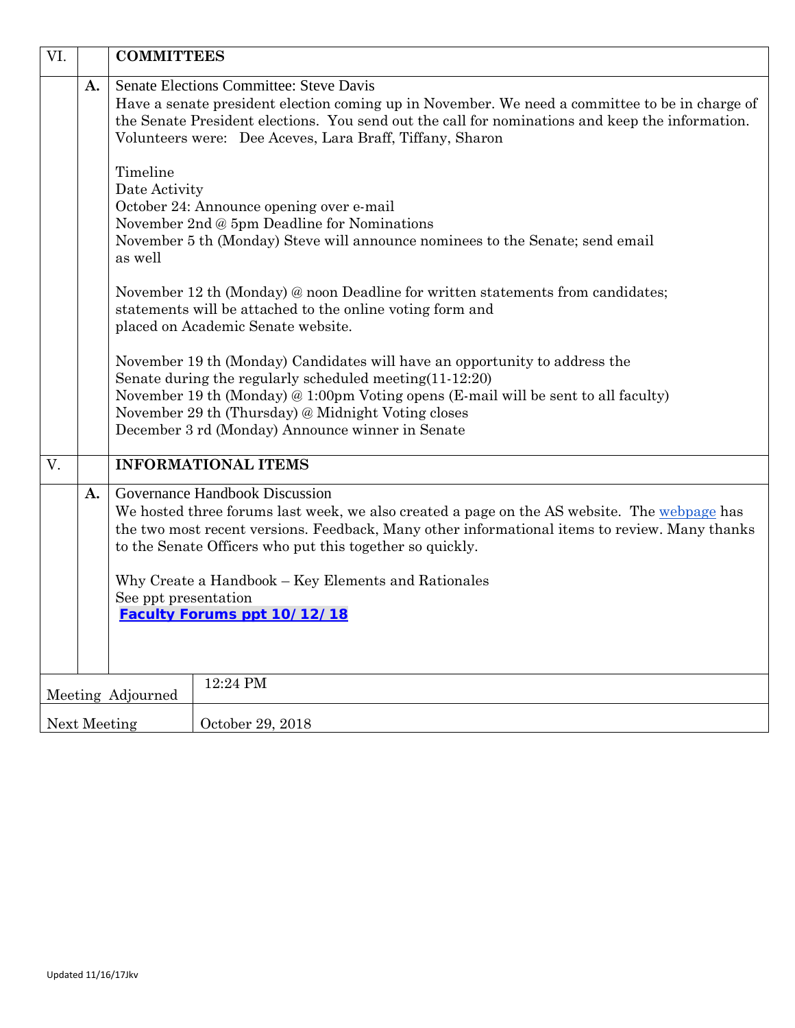| | | |
|---|---|---|
| VI. | | **COMMITTEES** |
| | **A.** | Senate Elections Committee: Steve Davis<br>Have a senate president election coming up in November. We need a committee to be in charge of the Senate President elections. You send out the call for nominations and keep the information. Volunteers were: Dee Aceves, Lara Braff, Tiffany, Sharon<br><br>Timeline<br>Date Activity<br>October 24: Announce opening over e-mail<br>November 2nd @ 5pm Deadline for Nominations<br>November 5 th (Monday) Steve will announce nominees to the Senate; send email as well<br><br>November 12 th (Monday) @ noon Deadline for written statements from candidates; statements will be attached to the online voting form and placed on Academic Senate website.<br><br>November 19 th (Monday) Candidates will have an opportunity to address the Senate during the regularly scheduled meeting(11-12:20)<br>November 19 th (Monday) @ 1:00pm Voting opens (E-mail will be sent to all faculty)<br>November 29 th (Thursday) @ Midnight Voting closes<br>December 3 rd (Monday) Announce winner in Senate |
| V. | | **INFORMATIONAL ITEMS** |
| | **A.** | Governance Handbook Discussion<br>We hosted three forums last week, we also created a page on the AS website. The webpage has the two most recent versions. Feedback, Many other informational items to review. Many thanks to the Senate Officers who put this together so quickly.<br><br>Why Create a Handbook – Key Elements and Rationales<br>See ppt presentation<br>**Faculty Forums ppt 10/12/18** |

| | |
|---|---|
| Meeting Adjourned | 12:24 PM |
| Next Meeting | October 29, 2018 |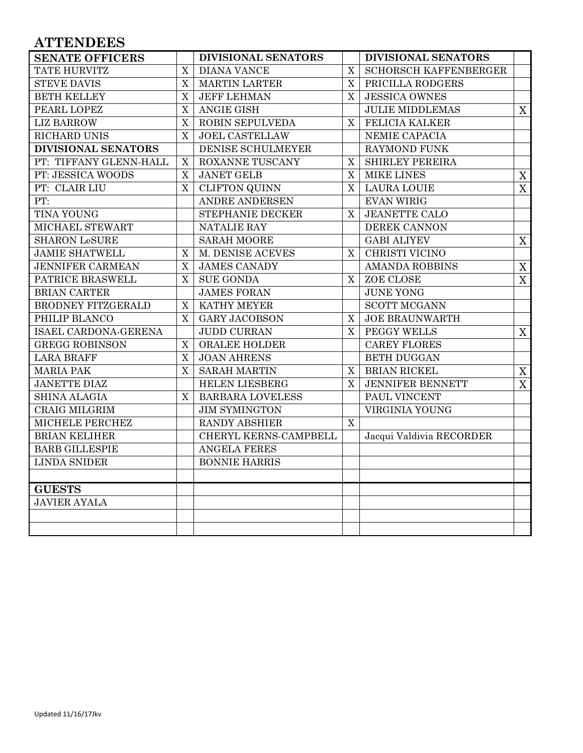## ATTENDEES

| SENATE OFFICERS | | DIVISIONAL SENATORS | | DIVISIONAL SENATORS | |
|---|---|---|---|---|---|
| TATE HURVITZ | X | DIANA VANCE | X | SCHORSCH KAFFENBERGER | |
| STEVE DAVIS | X | MARTIN LARTER | X | PRICILLA RODGERS | |
| BETH KELLEY | X | JEFF LEHMAN | X | JESSICA OWNES | |
| PEARL LOPEZ | X | ANGIE GISH | | JULIE MIDDLEMAS | X |
| LIZ BARROW | X | ROBIN SEPULVEDA | X | FELICIA KALKER | |
| RICHARD UNIS | X | JOEL CASTELLAW | | NEMIE CAPACIA | |
| **DIVISIONAL SENATORS** | | DENISE SCHULMEYER | | RAYMOND FUNK | |
| PT: TIFFANY GLENN-HALL | X | ROXANNE TUSCANY | X | SHIRLEY PEREIRA | |
| PT: JESSICA WOODS | X | JANET GELB | X | MIKE LINES | X |
| PT: CLAIR LIU | X | CLIFTON QUINN | X | LAURA LOUIE | X |
| PT: | | ANDRE ANDERSEN | | EVAN WIRIG | |
| TINA YOUNG | | STEPHANIE DECKER | X | JEANETTE CALO | |
| MICHAEL STEWART | | NATALIE RAY | | DEREK CANNON | |
| SHARON LeSURE | | SARAH MOORE | | GABI ALIYEV | X |
| JAMIE SHATWELL | X | M. DENISE ACEVES | X | CHRISTI VICINO | |
| JENNIFER CARMEAN | X | JAMES CANADY | | AMANDA ROBBINS | X |
| PATRICE BRASWELL | X | SUE GONDA | X | ZOE CLOSE | X |
| BRIAN CARTER | | JAMES FORAN | | JUNE YONG | |
| BRODNEY FITZGERALD | X | KATHY MEYER | | SCOTT MCGANN | |
| PHILIP BLANCO | X | GARY JACOBSON | X | JOE BRAUNWARTH | |
| ISAEL CARDONA-GERENA | | JUDD CURRAN | X | PEGGY WELLS | X |
| GREGG ROBINSON | X | ORALEE HOLDER | | CAREY FLORES | |
| LARA BRAFF | X | JOAN AHRENS | | BETH DUGGAN | |
| MARIA PAK | X | SARAH MARTIN | X | BRIAN RICKEL | X |
| JANETTE DIAZ | | HELEN LIESBERG | X | JENNIFER BENNETT | X |
| SHINA ALAGIA | X | BARBARA LOVELESS | | PAUL VINCENT | |
| CRAIG MILGRIM | | JIM SYMINGTON | | VIRGINIA YOUNG | |
| MICHELE PERCHEZ | | RANDY ABSHIER | X | | |
| BRIAN KELIHER | | CHERYL KERNS-CAMPBELL | | Jacqui Valdivia RECORDER | |
| BARB GILLESPIE | | ANGELA FERES | | | |
| LINDA SNIDER | | BONNIE HARRIS | | | |
| | | | | | |
| **GUESTS** | | | | | |
| JAVIER AYALA | | | | | |
| | | | | | |
| | | | | | |

Updated 11/16/17Jkv